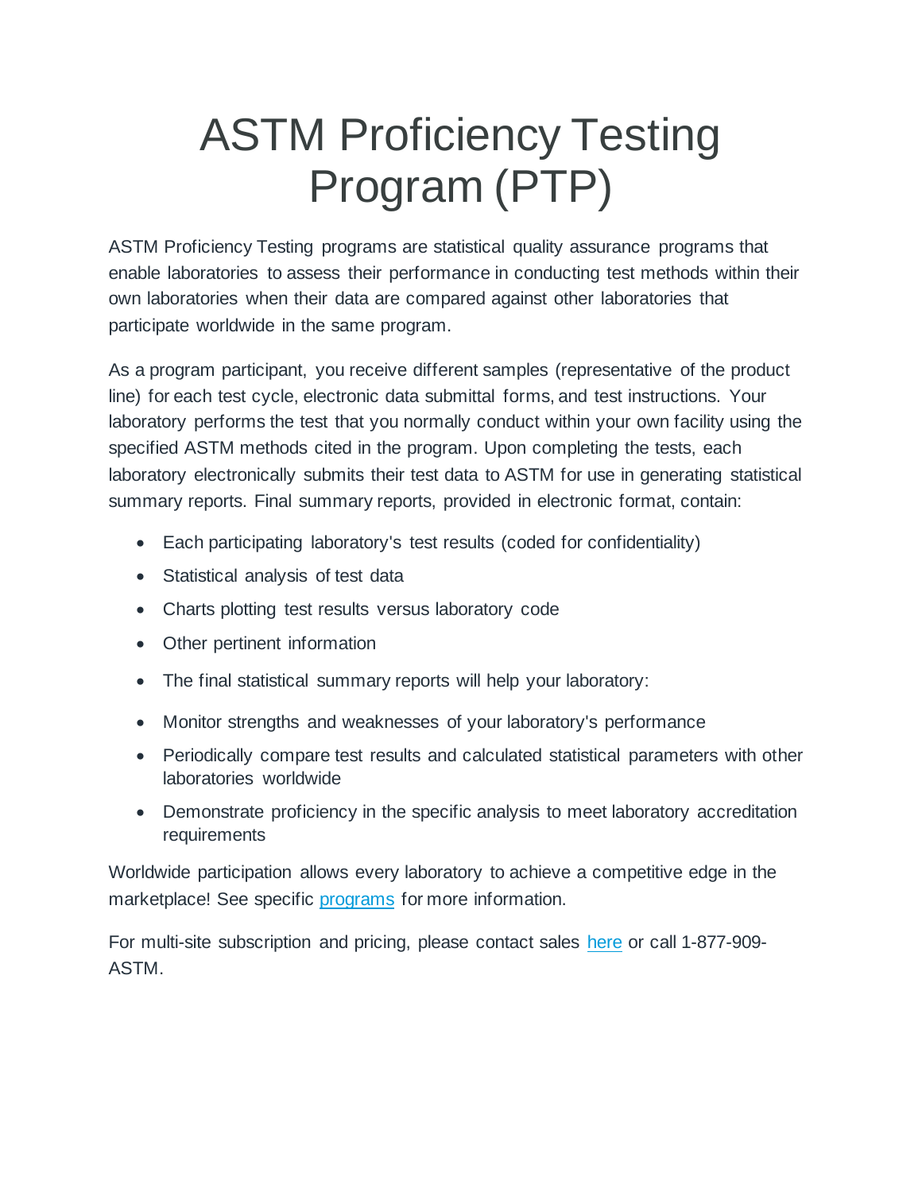# ASTM Proficiency Testing Program (PTP)

ASTM Proficiency Testing programs are statistical quality assurance programs that enable laboratories to assess their performance in conducting test methods within their own laboratories when their data are compared against other laboratories that participate worldwide in the same program.

As a program participant, you receive different samples (representative of the product line) for each test cycle, electronic data submittal forms, and test instructions. Your laboratory performs the test that you normally conduct within your own facility using the specified ASTM methods cited in the program. Upon completing the tests, each laboratory electronically submits their test data to ASTM for use in generating statistical summary reports. Final summary reports, provided in electronic format, contain:

- Each participating laboratory's test results (coded for confidentiality)
- Statistical analysis of test data
- Charts plotting test results versus laboratory code
- Other pertinent information
- The final statistical summary reports will help your laboratory:
- Monitor strengths and weaknesses of your laboratory's performance
- Periodically compare test results and calculated statistical parameters with other laboratories worldwide
- Demonstrate proficiency in the specific analysis to meet laboratory accreditation requirements

Worldwide participation allows every laboratory to achieve a competitive edge in the marketplace! See specific programs for more information.

For multi-site subscription and pricing, please contact sales here or call 1-877-909-ASTM.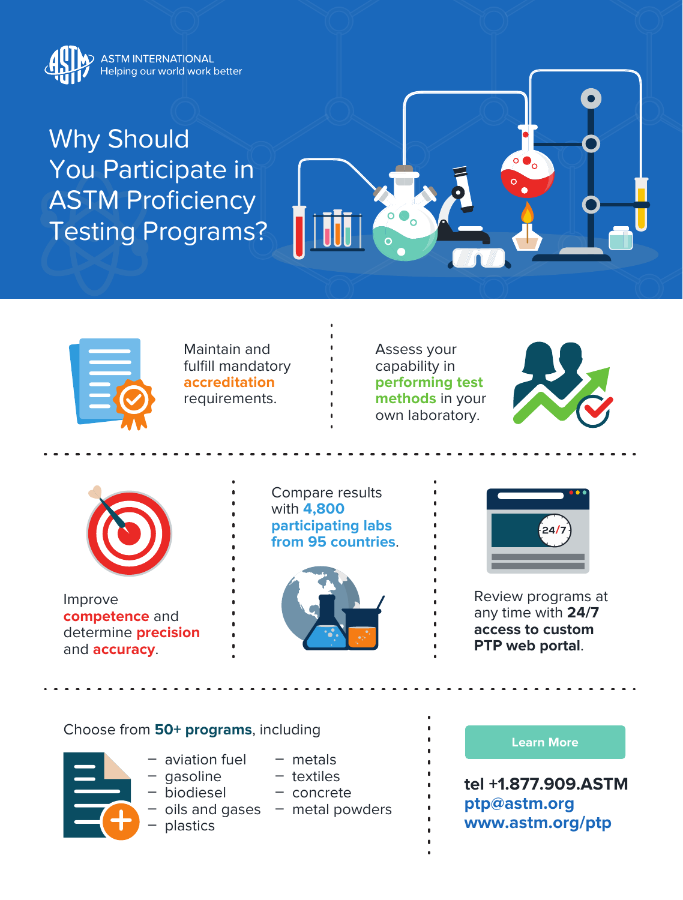ASTM INTERNATIONAL
Helping our world work better

# Why Should You Participate in ASTM Proficiency Testing Programs?

Maintain and fulfill mandatory **accreditation** requirements.

Assess your capability in **performing test methods** in your own laboratory.

Improve **competence** and determine **precision** and **accuracy**.

Compare results with **4,800 participating labs from 95 countries**.

Review programs at any time with **24/7 access to custom PTP web portal**.

Choose from **50+ programs**, including

- aviation fuel
- gasoline
- biodiesel
- oils and gases
- plastics
- metals
- textiles
- concrete
- metal powders

Learn More

**tel +1.877.909.ASTM**
**ptp@astm.org**
**www.astm.org/ptp**